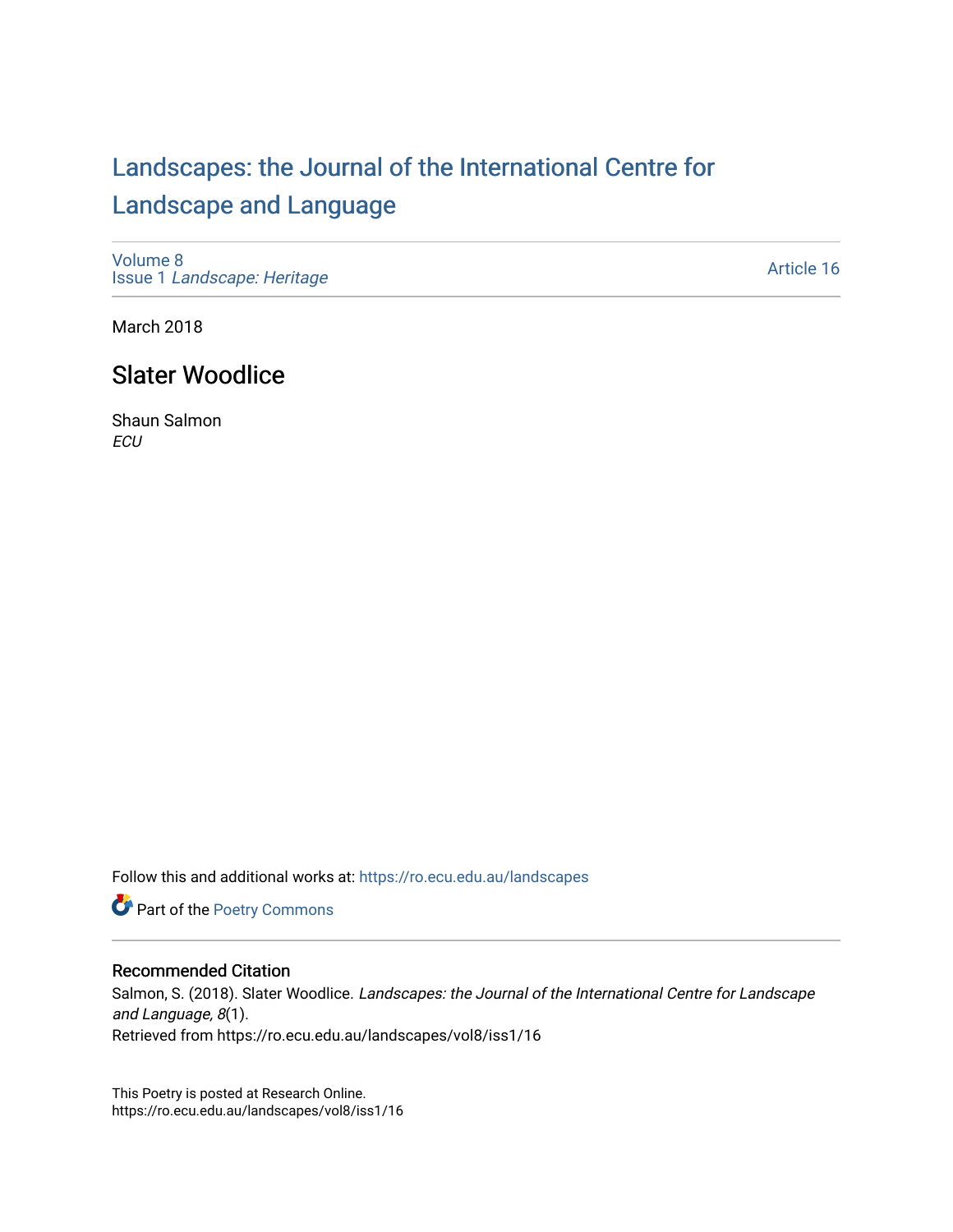# Landscapes: the Journal of the International Centre for Landscape and Language

Volume 8
Issue 1 *Landscape: Heritage*

Article 16

March 2018

## Slater Woodlice

Shaun Salmon
*ECU*

Follow this and additional works at: https://ro.ecu.edu.au/landscapes

Part of the Poetry Commons

### Recommended Citation

Salmon, S. (2018). Slater Woodlice. *Landscapes: the Journal of the International Centre for Landscape and Language, 8*(1).
Retrieved from https://ro.ecu.edu.au/landscapes/vol8/iss1/16

This Poetry is posted at Research Online.
https://ro.ecu.edu.au/landscapes/vol8/iss1/16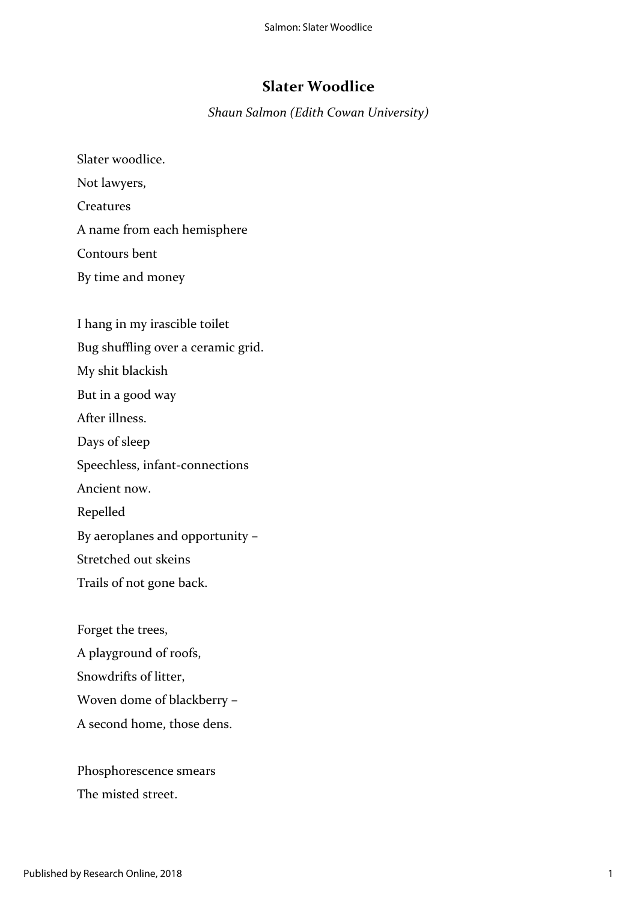# Slater Woodlice

*Shaun Salmon (Edith Cowan University)*

Slater woodlice.  
Not lawyers,  
Creatures  
A name from each hemisphere  
Contours bent  
By time and money

I hang in my irascible toilet  
Bug shuffling over a ceramic grid.  
My shit blackish  
But in a good way  
After illness.  
Days of sleep  
Speechless, infant-connections  
Ancient now.  
Repelled  
By aeroplanes and opportunity –  
Stretched out skeins  
Trails of not gone back.

Forget the trees,  
A playground of roofs,  
Snowdrifts of litter,  
Woven dome of blackberry –  
A second home, those dens.

Phosphorescence smears  
The misted street.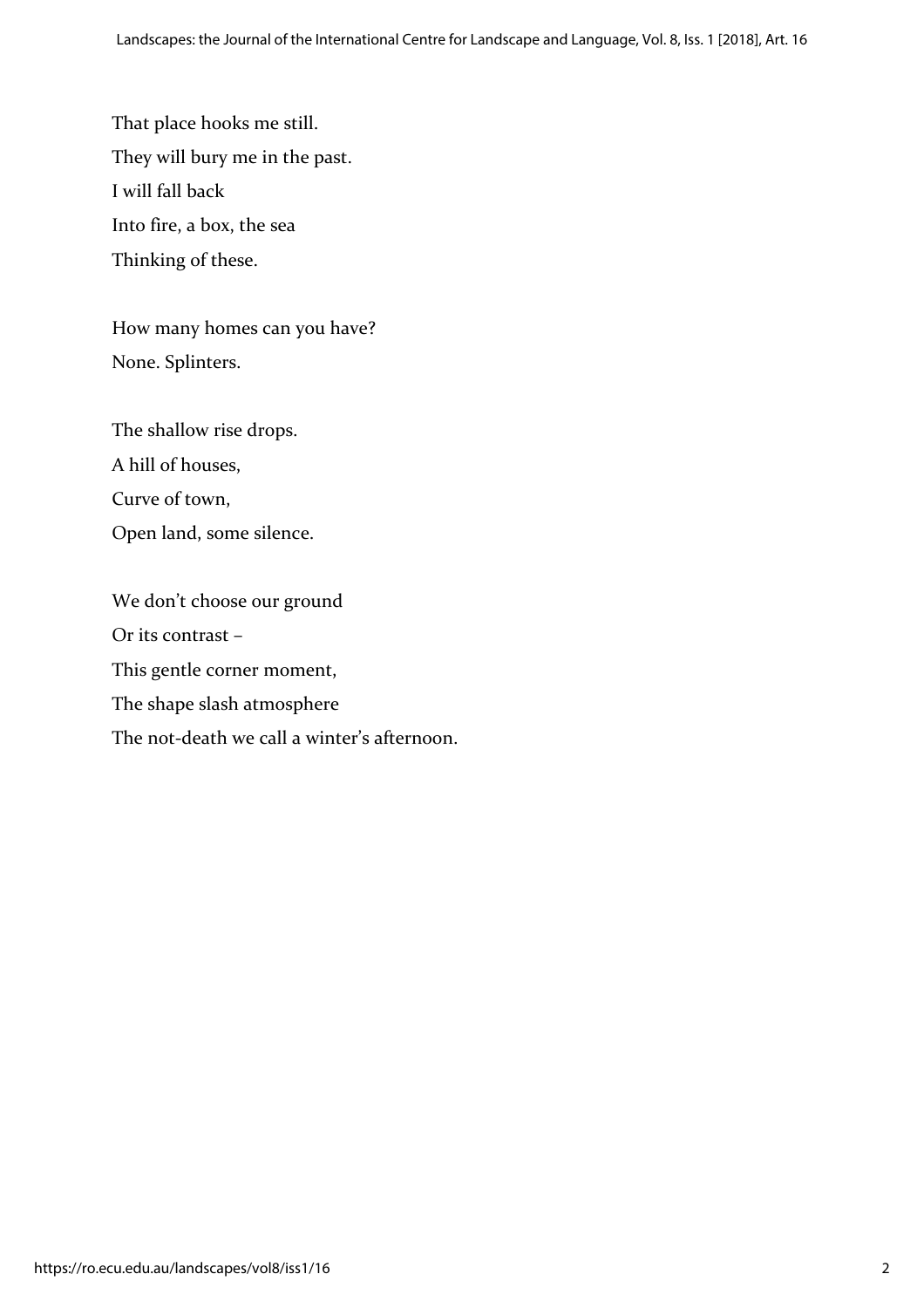That place hooks me still.  
They will bury me in the past.  
I will fall back  
Into fire, a box, the sea  
Thinking of these.

How many homes can you have?  
None. Splinters.

The shallow rise drops.  
A hill of houses,  
Curve of town,  
Open land, some silence.

We don’t choose our ground  
Or its contrast –  
This gentle corner moment,  
The shape slash atmosphere  
The not-death we call a winter’s afternoon.